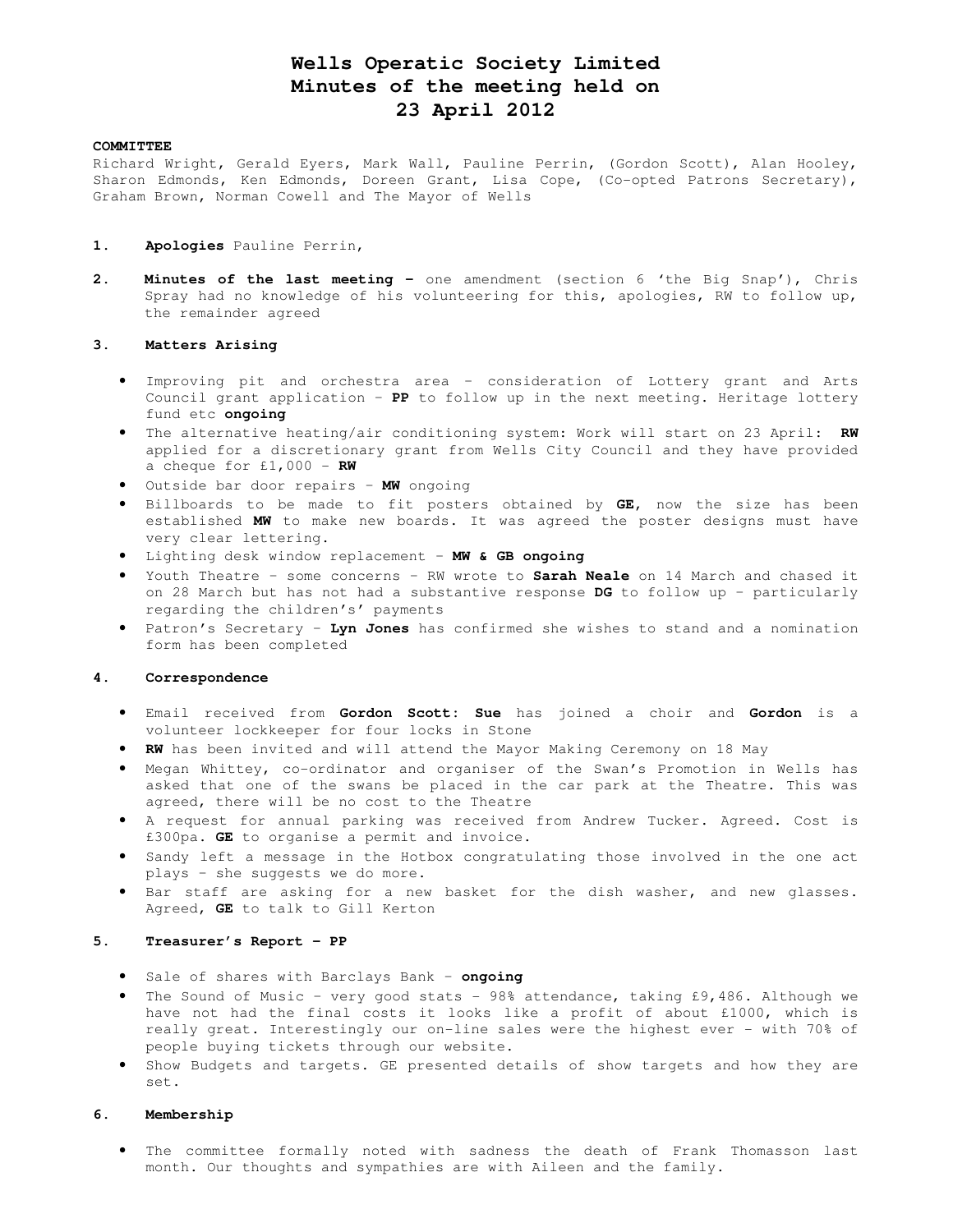# Wells Operatic Society Limited
# Minutes of the meeting held on
# 23 April 2012

**COMMITTEE**

Richard Wright, Gerald Eyers, Mark Wall, Pauline Perrin, (Gordon Scott), Alan Hooley, Sharon Edmonds, Ken Edmonds, Doreen Grant, Lisa Cope, (Co-opted Patrons Secretary), Graham Brown, Norman Cowell and The Mayor of Wells

1. **Apologies** Pauline Perrin,

2. **Minutes of the last meeting –** one amendment (section 6 'the Big Snap'), Chris Spray had no knowledge of his volunteering for this, apologies, RW to follow up, the remainder agreed

3. **Matters Arising**

   - Improving pit and orchestra area – consideration of Lottery grant and Arts Council grant application – **PP** to follow up in the next meeting. Heritage lottery fund etc **ongoing**
   - The alternative heating/air conditioning system: Work will start on 23 April: **RW** applied for a discretionary grant from Wells City Council and they have provided a cheque for £1,000 – **RW**
   - Outside bar door repairs – **MW** ongoing
   - Billboards to be made to fit posters obtained by **GE**, now the size has been established **MW** to make new boards. It was agreed the poster designs must have very clear lettering.
   - Lighting desk window replacement – **MW & GB ongoing**
   - Youth Theatre – some concerns – RW wrote to **Sarah Neale** on 14 March and chased it on 28 March but has not had a substantive response **DG** to follow up – particularly regarding the children's' payments
   - Patron's Secretary – **Lyn Jones** has confirmed she wishes to stand and a nomination form has been completed

4. **Correspondence**

   - Email received from **Gordon Scott: Sue** has joined a choir and **Gordon** is a volunteer lockkeeper for four locks in Stone
   - **RW** has been invited and will attend the Mayor Making Ceremony on 18 May
   - Megan Whittey, co-ordinator and organiser of the Swan's Promotion in Wells has asked that one of the swans be placed in the car park at the Theatre. This was agreed, there will be no cost to the Theatre
   - A request for annual parking was received from Andrew Tucker. Agreed. Cost is £300pa. **GE** to organise a permit and invoice.
   - Sandy left a message in the Hotbox congratulating those involved in the one act plays – she suggests we do more.
   - Bar staff are asking for a new basket for the dish washer, and new glasses. Agreed, **GE** to talk to Gill Kerton

5. **Treasurer's Report – PP**

   - Sale of shares with Barclays Bank – **ongoing**
   - The Sound of Music – very good stats – 98% attendance, taking £9,486. Although we have not had the final costs it looks like a profit of about £1000, which is really great. Interestingly our on-line sales were the highest ever – with 70% of people buying tickets through our website.
   - Show Budgets and targets. GE presented details of show targets and how they are set.

6. **Membership**

   - The committee formally noted with sadness the death of Frank Thomasson last month. Our thoughts and sympathies are with Aileen and the family.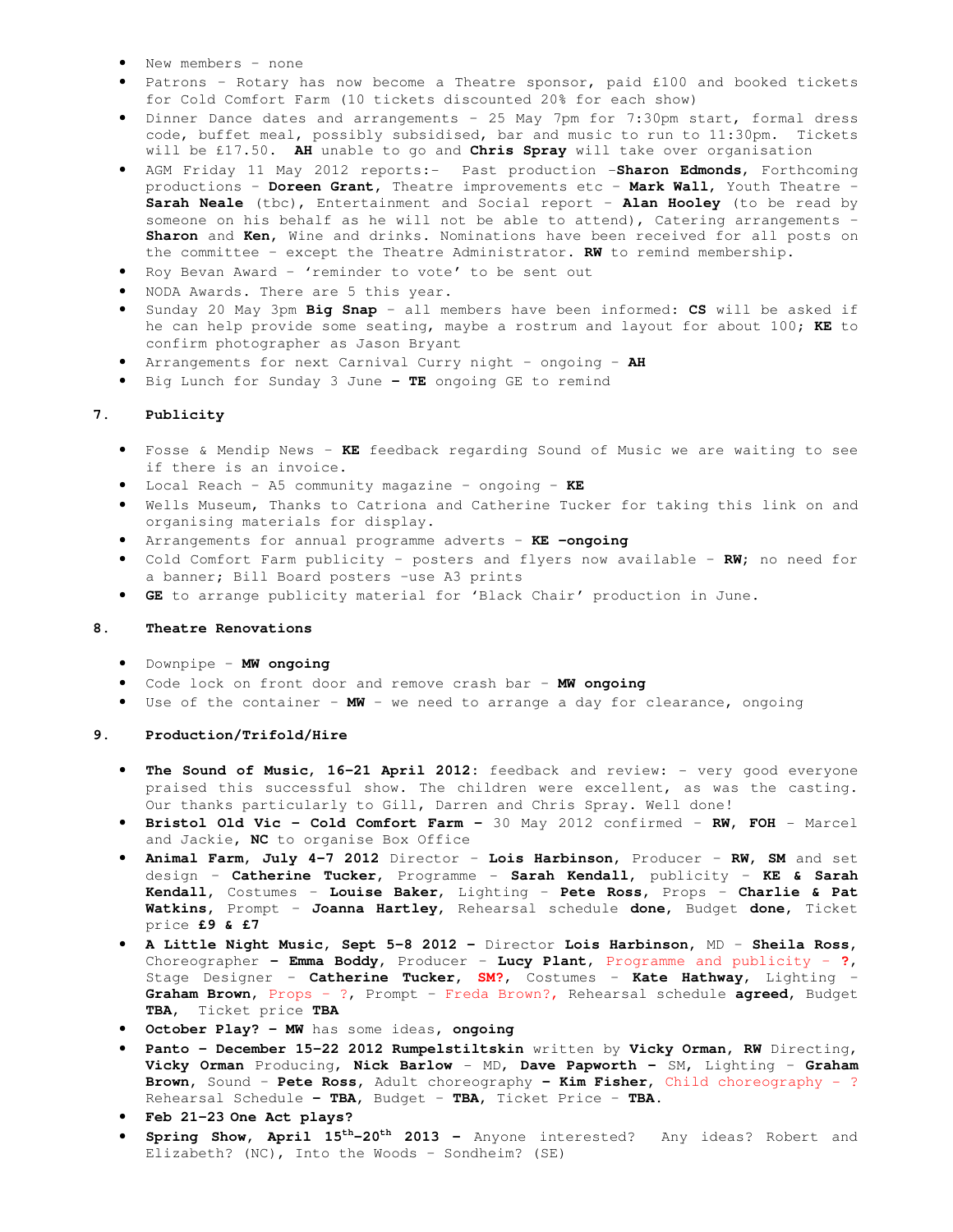- New members – none
- Patrons – Rotary has now become a Theatre sponsor, paid £100 and booked tickets for Cold Comfort Farm (10 tickets discounted 20% for each show)
- Dinner Dance dates and arrangements – 25 May 7pm for 7:30pm start, formal dress code, buffet meal, possibly subsidised, bar and music to run to 11:30pm. Tickets will be £17.50. **AH** unable to go and **Chris Spray** will take over organisation
- AGM Friday 11 May 2012 reports:- Past production –**Sharon Edmonds**, Forthcoming productions – **Doreen Grant**, Theatre improvements etc – **Mark Wall**, Youth Theatre – **Sarah Neale** (tbc), Entertainment and Social report – **Alan Hooley** (to be read by someone on his behalf as he will not be able to attend), Catering arrangements – **Sharon** and **Ken**, Wine and drinks. Nominations have been received for all posts on the committee – except the Theatre Administrator. **RW** to remind membership.
- Roy Bevan Award – 'reminder to vote' to be sent out
- NODA Awards. There are 5 this year.
- Sunday 20 May 3pm **Big Snap** – all members have been informed: **CS** will be asked if he can help provide some seating, maybe a rostrum and layout for about 100; **KE** to confirm photographer as Jason Bryant
- Arrangements for next Carnival Curry night – ongoing – **AH**
- Big Lunch for Sunday 3 June **– TE** ongoing GE to remind

## 7. Publicity

- Fosse & Mendip News – **KE** feedback regarding Sound of Music we are waiting to see if there is an invoice.
- Local Reach – A5 community magazine – ongoing – **KE**
- Wells Museum, Thanks to Catriona and Catherine Tucker for taking this link on and organising materials for display.
- Arrangements for annual programme adverts – **KE –ongoing**
- Cold Comfort Farm publicity – posters and flyers now available – **RW;** no need for a banner; Bill Board posters –use A3 prints
- **GE** to arrange publicity material for 'Black Chair' production in June.

## 8. Theatre Renovations

- Downpipe – **MW ongoing**
- Code lock on front door and remove crash bar – **MW ongoing**
- Use of the container – **MW** – we need to arrange a day for clearance, ongoing

## 9. Production/Trifold/Hire

- **The Sound of Music, 16-21 April 2012:** feedback and review: - very good everyone praised this successful show. The children were excellent, as was the casting. Our thanks particularly to Gill, Darren and Chris Spray. Well done!
- **Bristol Old Vic – Cold Comfort Farm –** 30 May 2012 confirmed – **RW**, **FOH** – Marcel and Jackie, **NC** to organise Box Office
- **Animal Farm, July 4-7 2012** Director – **Lois Harbinson**, Producer – **RW**, **SM** and set design – **Catherine Tucker**, Programme – **Sarah Kendall**, publicity – **KE & Sarah Kendall**, Costumes – **Louise Baker**, Lighting – **Pete Ross**, Props – **Charlie & Pat Watkins**, Prompt – **Joanna Hartley**, Rehearsal schedule **done**, Budget **done**, Ticket price **£9 & £7**
- **A Little Night Music, Sept 5-8 2012 –** Director **Lois Harbinson**, MD – **Sheila Ross**, Choreographer **– Emma Boddy**, Producer – **Lucy Plant**, Programme and publicity – **?**, Stage Designer – **Catherine Tucker**, **SM?**, Costumes – **Kate Hathway**, Lighting – **Graham Brown**, Props – ?, Prompt – Freda Brown?, Rehearsal schedule **agreed**, Budget **TBA**, Ticket price **TBA**
- **October Play? – MW** has some ideas, **ongoing**
- **Panto – December 15-22 2012 Rumpelstiltskin** written by **Vicky Orman**, **RW** Directing, **Vicky Orman** Producing, **Nick Barlow** – MD, **Dave Papworth –** SM, Lighting – **Graham Brown**, Sound – **Pete Ross**, Adult choreography – **Kim Fisher**, Child choreography – ? Rehearsal Schedule **– TBA**, Budget – **TBA**, Ticket Price – **TBA**.
- **Feb 21-23 One Act plays?**
- **Spring Show, April 15th-20th 2013 –** Anyone interested? Any ideas? Robert and Elizabeth? (NC), Into the Woods – Sondheim? (SE)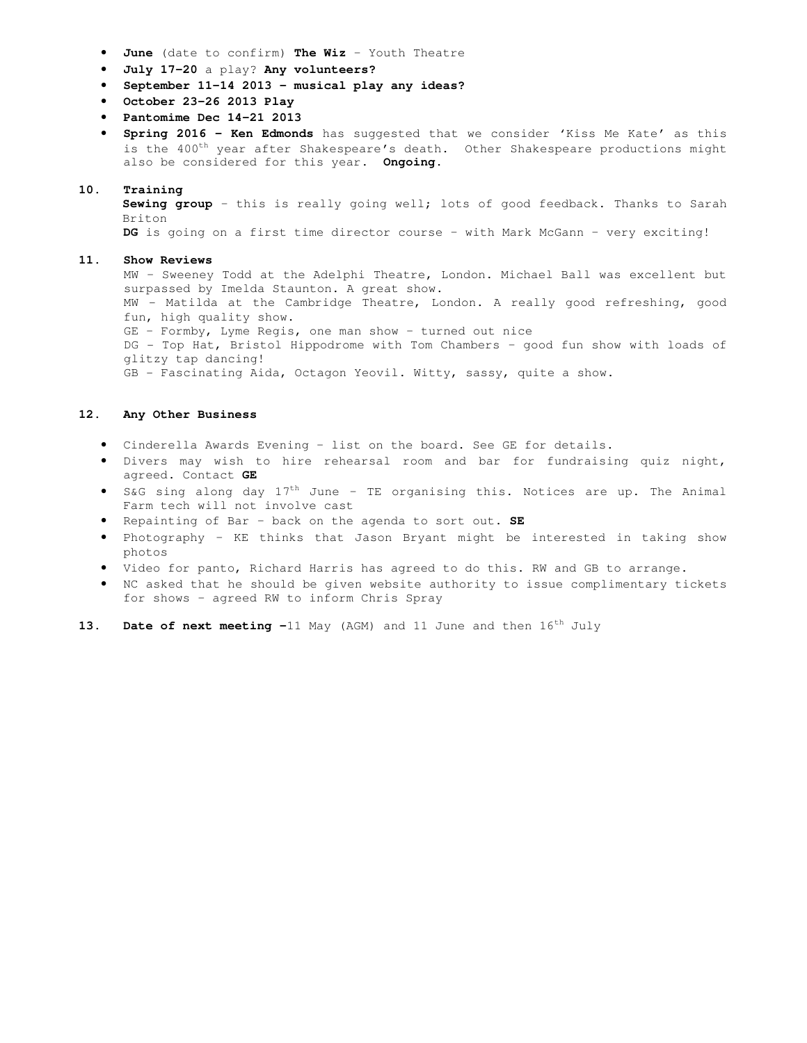- **June** (date to confirm) **The Wiz** – Youth Theatre
- **July 17-20** a play? **Any volunteers?**
- **September 11-14 2013 – musical play any ideas?**
- **October 23-26 2013 Play**
- **Pantomime Dec 14-21 2013**
- **Spring 2016 – Ken Edmonds** has suggested that we consider 'Kiss Me Kate' as this is the 400th year after Shakespeare's death. Other Shakespeare productions might also be considered for this year. **Ongoing.**

**10. Training**

**Sewing group** – this is really going well; lots of good feedback. Thanks to Sarah Briton

**DG** is going on a first time director course – with Mark McGann – very exciting!

**11. Show Reviews**

MW – Sweeney Todd at the Adelphi Theatre, London. Michael Ball was excellent but surpassed by Imelda Staunton. A great show.

MW – Matilda at the Cambridge Theatre, London. A really good refreshing, good fun, high quality show.

GE – Formby, Lyme Regis, one man show – turned out nice

DG – Top Hat, Bristol Hippodrome with Tom Chambers – good fun show with loads of glitzy tap dancing!

GB – Fascinating Aida, Octagon Yeovil. Witty, sassy, quite a show.

**12. Any Other Business**

- Cinderella Awards Evening – list on the board. See GE for details.
- Divers may wish to hire rehearsal room and bar for fundraising quiz night, agreed. Contact **GE**
- S&G sing along day 17th June – TE organising this. Notices are up. The Animal Farm tech will not involve cast
- Repainting of Bar – back on the agenda to sort out. **SE**
- Photography – KE thinks that Jason Bryant might be interested in taking show photos
- Video for panto, Richard Harris has agreed to do this. RW and GB to arrange.
- NC asked that he should be given website authority to issue complimentary tickets for shows – agreed RW to inform Chris Spray

**13. Date of next meeting –** 11 May (AGM) and 11 June and then 16th July